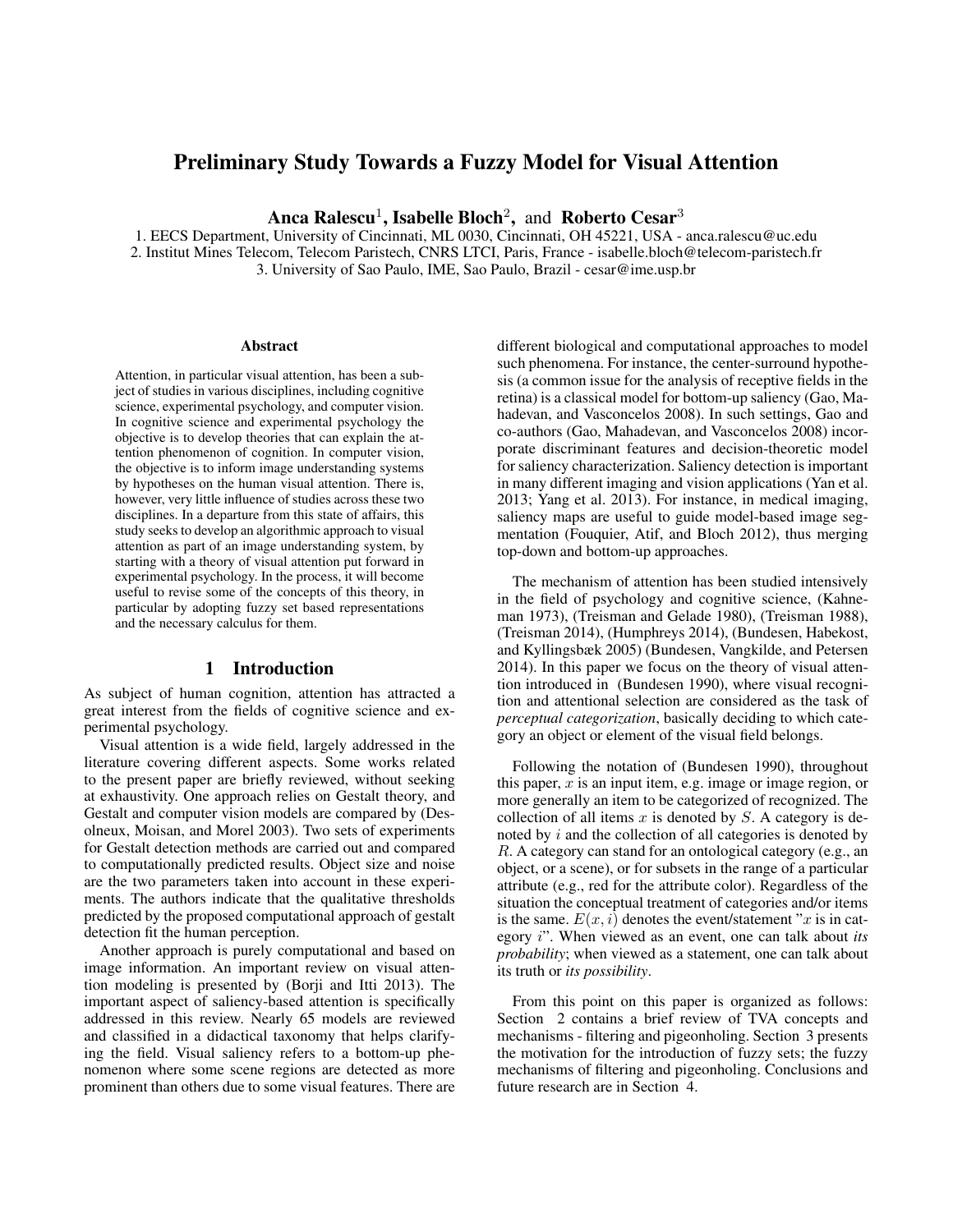# Preliminary Study Towards a Fuzzy Model for Visual Attention

**Anca Ralescu**[1]**, Isabelle Bloch**[2]**,** and **Roberto Cesar**[3]

1. EECS Department, University of Cincinnati, ML 0030, Cincinnati, OH 45221, USA - anca.ralescu@uc.edu
2. Institut Mines Telecom, Telecom Paristech, CNRS LTCI, Paris, France - isabelle.bloch@telecom-paristech.fr
3. University of Sao Paulo, IME, Sao Paulo, Brazil - cesar@ime.usp.br

### Abstract

Attention, in particular visual attention, has been a subject of studies in various disciplines, including cognitive science, experimental psychology, and computer vision. In cognitive science and experimental psychology the objective is to develop theories that can explain the attention phenomenon of cognition. In computer vision, the objective is to inform image understanding systems by hypotheses on the human visual attention. There is, however, very little influence of studies across these two disciplines. In a departure from this state of affairs, this study seeks to develop an algorithmic approach to visual attention as part of an image understanding system, by starting with a theory of visual attention put forward in experimental psychology. In the process, it will become useful to revise some of the concepts of this theory, in particular by adopting fuzzy set based representations and the necessary calculus for them.

## 1 Introduction

As subject of human cognition, attention has attracted a great interest from the fields of cognitive science and experimental psychology.

Visual attention is a wide field, largely addressed in the literature covering different aspects. Some works related to the present paper are briefly reviewed, without seeking at exhaustivity. One approach relies on Gestalt theory, and Gestalt and computer vision models are compared by (Desolneux, Moisan, and Morel 2003). Two sets of experiments for Gestalt detection methods are carried out and compared to computationally predicted results. Object size and noise are the two parameters taken into account in these experiments. The authors indicate that the qualitative thresholds predicted by the proposed computational approach of gestalt detection fit the human perception.

Another approach is purely computational and based on image information. An important review on visual attention modeling is presented by (Borji and Itti 2013). The important aspect of saliency-based attention is specifically addressed in this review. Nearly 65 models are reviewed and classified in a didactical taxonomy that helps clarifying the field. Visual saliency refers to a bottom-up phenomenon where some scene regions are detected as more prominent than others due to some visual features. There are different biological and computational approaches to model such phenomena. For instance, the center-surround hypothesis (a common issue for the analysis of receptive fields in the retina) is a classical model for bottom-up saliency (Gao, Mahadevan, and Vasconcelos 2008). In such settings, Gao and co-authors (Gao, Mahadevan, and Vasconcelos 2008) incorporate discriminant features and decision-theoretic model for saliency characterization. Saliency detection is important in many different imaging and vision applications (Yan et al. 2013; Yang et al. 2013). For instance, in medical imaging, saliency maps are useful to guide model-based image segmentation (Fouquier, Atif, and Bloch 2012), thus merging top-down and bottom-up approaches.

The mechanism of attention has been studied intensively in the field of psychology and cognitive science, (Kahneman 1973), (Treisman and Gelade 1980), (Treisman 1988), (Treisman 2014), (Humphreys 2014), (Bundesen, Habekost, and Kyllingsbæk 2005) (Bundesen, Vangkilde, and Petersen 2014). In this paper we focus on the theory of visual attention introduced in (Bundesen 1990), where visual recognition and attentional selection are considered as the task of *perceptual categorization*, basically deciding to which category an object or element of the visual field belongs.

Following the notation of (Bundesen 1990), throughout this paper, $x$ is an input item, e.g. image or image region, or more generally an item to be categorized of recognized. The collection of all items $x$ is denoted by $S$. A category is denoted by $i$ and the collection of all categories is denoted by $R$. A category can stand for an ontological category (e.g., an object, or a scene), or for subsets in the range of a particular attribute (e.g., red for the attribute color). Regardless of the situation the conceptual treatment of categories and/or items is the same. $E(x, i)$ denotes the event/statement "$x$ is in category $i$". When viewed as an event, one can talk about *its probability*; when viewed as a statement, one can talk about its truth or *its possibility*.

From this point on this paper is organized as follows: Section 2 contains a brief review of TVA concepts and mechanisms - filtering and pigeonholing. Section 3 presents the motivation for the introduction of fuzzy sets; the fuzzy mechanisms of filtering and pigeonholing. Conclusions and future research are in Section 4.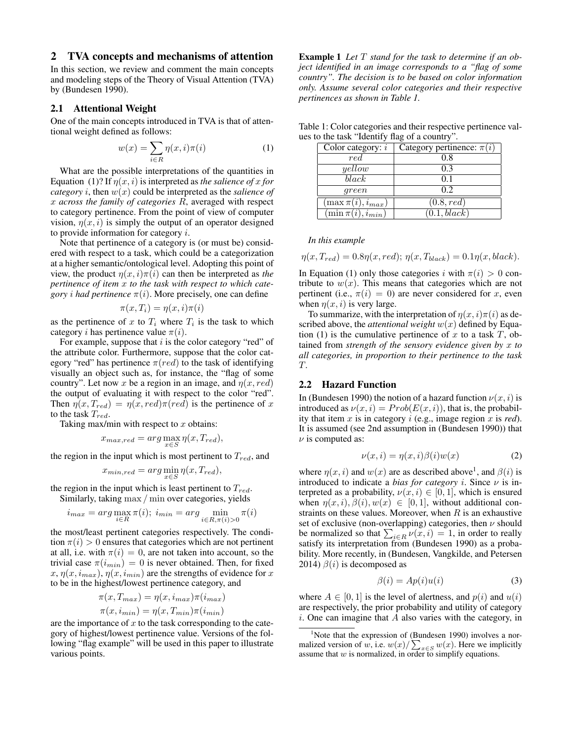## 2 TVA concepts and mechanisms of attention

In this section, we review and comment the main concepts and modeling steps of the Theory of Visual Attention (TVA) by (Bundesen 1990).

### 2.1 Attentional Weight

One of the main concepts introduced in TVA is that of attentional weight defined as follows:

$$w(x) = \sum_{i \in R} \eta(x,i)\pi(i) \tag{1}$$

What are the possible interpretations of the quantities in Equation (1)? If $\eta(x,i)$ is interpreted as *the salience of $x$ for category $i$*, then $w(x)$ could be interpreted as the *salience of $x$ across the family of categories $R$*, averaged with respect to category pertinence. From the point of view of computer vision, $\eta(x,i)$ is simply the output of an operator designed to provide information for category $i$.

Note that pertinence of a category is (or must be) considered with respect to a task, which could be a categorization at a higher semantic/ontological level. Adopting this point of view, the product $\eta(x,i)\pi(i)$ can then be interpreted as *the pertinence of item $x$ to the task with respect to which category $i$ had pertinence $\pi(i)$*. More precisely, one can define

$$\pi(x, T_i) = \eta(x,i)\pi(i)$$

as the pertinence of $x$ to $T_i$ where $T_i$ is the task to which category $i$ has pertinence value $\pi(i)$.

For example, suppose that $i$ is the color category "red" of the attribute color. Furthermore, suppose that the color category "red" has pertinence $\pi(red)$ to the task of identifying visually an object such as, for instance, the "flag of some country". Let now $x$ be a region in an image, and $\eta(x, red)$ the output of evaluating it with respect to the color "red". Then $\eta(x, T_{red}) = \eta(x, red)\pi(red)$ is the pertinence of $x$ to the task $T_{red}$.

Taking max/min with respect to $x$ obtains:

$$x_{max,red} = arg \max_{x \in S} \eta(x, T_{red}),$$

the region in the input which is most pertinent to $T_{red}$, and

$$x_{min,red} = arg \min_{x \in S} \eta(x, T_{red}),$$

the region in the input which is least pertinent to $T_{red}$.

Similarly, taking max / min over categories, yields

$$i_{max} = arg \max_{i \in R} \pi(i);\ i_{min} = arg \min_{i \in R, \pi(i)>0} \pi(i)$$

the most/least pertinent categories respectively. The condition $\pi(i) > 0$ ensures that categories which are not pertinent at all, i.e. with $\pi(i) = 0$, are not taken into account, so the trivial case $\pi(i_{min}) = 0$ is never obtained. Then, for fixed $x$, $\eta(x, i_{max})$, $\eta(x, i_{min})$ are the strengths of evidence for $x$ to be in the highest/lowest pertinence category, and

$$\pi(x, T_{max}) = \eta(x, i_{max})\pi(i_{max})$$
$$\pi(x, i_{min}) = \eta(x, T_{min})\pi(i_{min})$$

are the importance of $x$ to the task corresponding to the category of highest/lowest pertinence value. Versions of the following "flag example" will be used in this paper to illustrate various points.

**Example 1** *Let $T$ stand for the task to determine if an object identified in an image corresponds to a "flag of some country". The decision is to be based on color information only. Assume several color categories and their respective pertinences as shown in Table 1.*

Table 1: Color categories and their respective pertinence values to the task "Identify flag of a country".

| Color category: $i$ | Category pertinence: $\pi(i)$ |
|---|---|
| $red$ | 0.8 |
| $yellow$ | 0.3 |
| $black$ | 0.1 |
| $green$ | 0.2 |
| $(\max \pi(i), i_{max})$ | $(0.8, red)$ |
| $(\min \pi(i), i_{min})$ | $(0.1, black)$ |

*In this example*

$$\eta(x, T_{red}) = 0.8\eta(x, red);\ \eta(x, T_{black}) = 0.1\eta(x, black).$$

In Equation (1) only those categories $i$ with $\pi(i) > 0$ contribute to $w(x)$. This means that categories which are not pertinent (i.e., $\pi(i) = 0$) are never considered for $x$, even when $\eta(x,i)$ is very large.

To summarize, with the interpretation of $\eta(x,i)\pi(i)$ as described above, the *attentional weight* $w(x)$ defined by Equation (1) is the cumulative pertinence of $x$ to a task $T$, obtained from *strength of the sensory evidence given by $x$ to all categories, in proportion to their pertinence to the task $T$*.

### 2.2 Hazard Function

In (Bundesen 1990) the notion of a hazard function $\nu(x,i)$ is introduced as $\nu(x,i) = Prob(E(x,i))$, that is, the probability that item $x$ is in category $i$ (e.g., image region $x$ is *red*). It is assumed (see 2nd assumption in (Bundesen 1990)) that $\nu$ is computed as:

$$\nu(x,i) = \eta(x,i)\beta(i)w(x) \tag{2}$$

where $\eta(x,i)$ and $w(x)$ are as described above[1], and $\beta(i)$ is introduced to indicate a *bias for category $i$*. Since $\nu$ is interpreted as a probability, $\nu(x,i) \in [0,1]$, which is ensured when $\eta(x,i), \beta(i), w(x) \in [0,1]$, without additional constraints on these values. Moreover, when $R$ is an exhaustive set of exclusive (non-overlapping) categories, then $\nu$ should be normalized so that $\sum_{i \in R} \nu(x,i) = 1$, in order to really satisfy its interpretation from (Bundesen 1990) as a probability. More recently, in (Bundesen, Vangkilde, and Petersen 2014) $\beta(i)$ is decomposed as

$$\beta(i) = Ap(i)u(i) \tag{3}$$

where $A \in [0,1]$ is the level of alertness, and $p(i)$ and $u(i)$ are respectively, the prior probability and utility of category $i$. One can imagine that $A$ also varies with the category, in

[1] Note that the expression of (Bundesen 1990) involves a normalized version of $w$, i.e. $w(x)/\sum_{x \in S} w(x)$. Here we implicitly assume that $w$ is normalized, in order to simplify equations.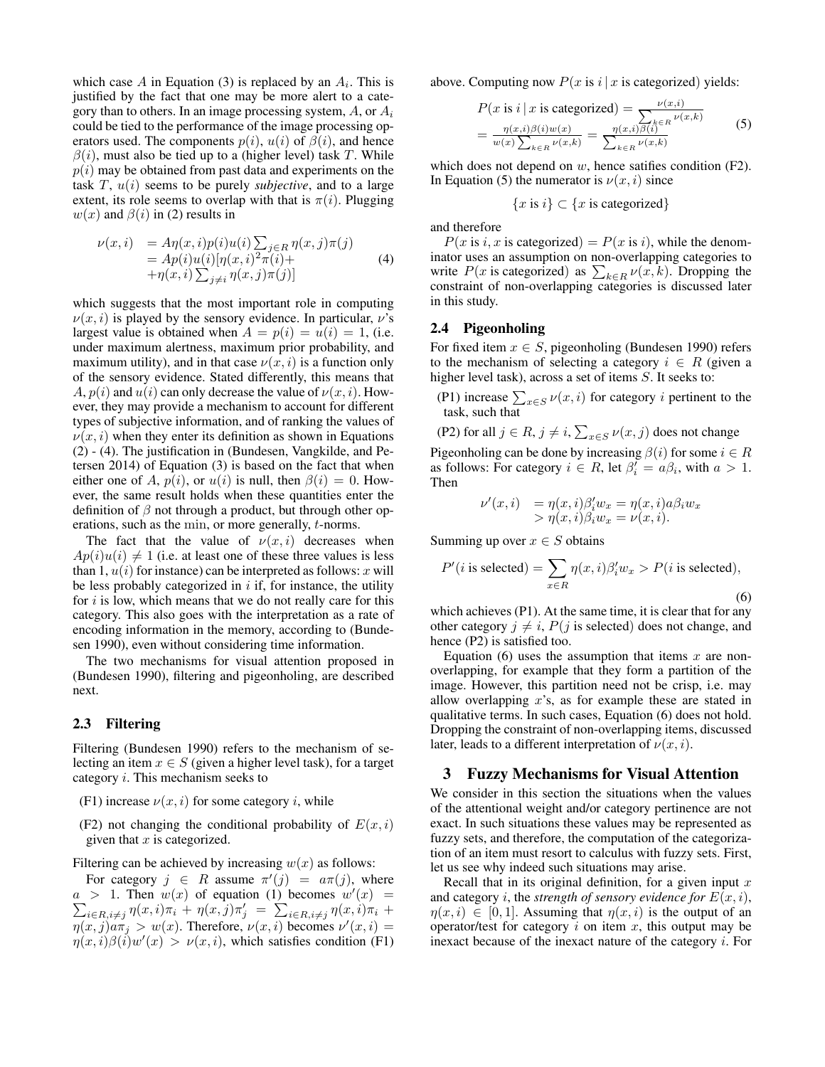which case $A$ in Equation (3) is replaced by an $A_i$. This is justified by the fact that one may be more alert to a category than to others. In an image processing system, $A$, or $A_i$ could be tied to the performance of the image processing operators used. The components $p(i)$, $u(i)$ of $\beta(i)$, and hence $\beta(i)$, must also be tied up to a (higher level) task $T$. While $p(i)$ may be obtained from past data and experiments on the task $T$, $u(i)$ seems to be purely ***subjective***, and to a large extent, its role seems to overlap with that is $\pi(i)$. Plugging $w(x)$ and $\beta(i)$ in (2) results in

$$\begin{aligned}\nu(x,i) &= A\eta(x,i)p(i)u(i)\sum_{j\in R}\eta(x,j)\pi(j)\\ &= Ap(i)u(i)[\eta(x,i)^2\pi(i)+\\ &+\eta(x,i)\sum_{j\neq i}\eta(x,j)\pi(j)]\end{aligned} \tag{4}$$

which suggests that the most important role in computing $\nu(x,i)$ is played by the sensory evidence. In particular, $\nu$'s largest value is obtained when $A = p(i) = u(i) = 1$, (i.e. under maximum alertness, maximum prior probability, and maximum utility), and in that case $\nu(x,i)$ is a function only of the sensory evidence. Stated differently, this means that $A$, $p(i)$ and $u(i)$ can only decrease the value of $\nu(x,i)$. However, they may provide a mechanism to account for different types of subjective information, and of ranking the values of $\nu(x,i)$ when they enter its definition as shown in Equations (2) - (4). The justification in (Bundesen, Vangkilde, and Petersen 2014) of Equation (3) is based on the fact that when either one of $A$, $p(i)$, or $u(i)$ is null, then $\beta(i) = 0$. However, the same result holds when these quantities enter the definition of $\beta$ not through a product, but through other operations, such as the min, or more generally, $t$-norms.

The fact that the value of $\nu(x,i)$ decreases when $Ap(i)u(i) \neq 1$ (i.e. at least one of these three values is less than 1, $u(i)$ for instance) can be interpreted as follows: $x$ will be less probably categorized in $i$ if, for instance, the utility for $i$ is low, which means that we do not really care for this category. This also goes with the interpretation as a rate of encoding information in the memory, according to (Bundesen 1990), even without considering time information.

The two mechanisms for visual attention proposed in (Bundesen 1990), filtering and pigeonholing, are described next.

### 2.3 Filtering

Filtering (Bundesen 1990) refers to the mechanism of selecting an item $x \in S$ (given a higher level task), for a target category $i$. This mechanism seeks to

(F1) increase $\nu(x,i)$ for some category $i$, while

(F2) not changing the conditional probability of $E(x,i)$ given that $x$ is categorized.

Filtering can be achieved by increasing $w(x)$ as follows:

For category $j \in R$ assume $\pi'(j) = a\pi(j)$, where $a > 1$. Then $w(x)$ of equation (1) becomes $w'(x) = \sum_{i\in R, i\neq j}\eta(x,i)\pi_i + \eta(x,j)\pi'_j = \sum_{i\in R, i\neq j}\eta(x,i)\pi_i + \eta(x,j)a\pi_j > w(x)$. Therefore, $\nu(x,i)$ becomes $\nu'(x,i) = \eta(x,i)\beta(i)w'(x) > \nu(x,i)$, which satisfies condition (F1) above. Computing now $P(x \text{ is } i \mid x \text{ is categorized})$ yields:

$$\begin{aligned}P(x \text{ is } i \mid x \text{ is categorized}) &= \frac{\nu(x,i)}{\sum_{k\in R}\nu(x,k)}\\ = \frac{\eta(x,i)\beta(i)w(x)}{w(x)\sum_{k\in R}\nu(x,k)} &= \frac{\eta(x,i)\beta(i)}{\sum_{k\in R}\nu(x,k)}\end{aligned} \tag{5}$$

which does not depend on $w$, hence satifies condition (F2). In Equation (5) the numerator is $\nu(x,i)$ since

$$\{x \text{ is } i\} \subset \{x \text{ is categorized}\}$$

and therefore

$P(x \text{ is } i, x \text{ is categorized}) = P(x \text{ is } i)$, while the denominator uses an assumption on non-overlapping categories to write $P(x \text{ is categorized})$ as $\sum_{k\in R}\nu(x,k)$. Dropping the constraint of non-overlapping categories is discussed later in this study.

### 2.4 Pigeonholing

For fixed item $x \in S$, pigeonholing (Bundesen 1990) refers to the mechanism of selecting a category $i \in R$ (given a higher level task), across a set of items $S$. It seeks to:

(P1) increase $\sum_{x\in S}\nu(x,i)$ for category $i$ pertinent to the task, such that

(P2) for all $j \in R$, $j \neq i$, $\sum_{x\in S}\nu(x,j)$ does not change

Pigeonholing can be done by increasing $\beta(i)$ for some $i \in R$ as follows: For category $i \in R$, let $\beta'_i = a\beta_i$, with $a > 1$. Then

$$\begin{aligned}\nu'(x,i) &= \eta(x,i)\beta'_i w_x = \eta(x,i)a\beta_i w_x\\ &> \eta(x,i)\beta_i w_x = \nu(x,i).\end{aligned}$$

Summing up over $x \in S$ obtains

$$P'(i \text{ is selected}) = \sum_{x\in R}\eta(x,i)\beta'_i w_x > P(i \text{ is selected}), \tag{6}$$

which achieves (P1). At the same time, it is clear that for any other category $j \neq i$, $P(j \text{ is selected})$ does not change, and hence (P2) is satisfied too.

Equation (6) uses the assumption that items $x$ are non-overlapping, for example that they form a partition of the image. However, this partition need not be crisp, i.e. may allow overlapping $x$'s, as for example these are stated in qualitative terms. In such cases, Equation (6) does not hold. Dropping the constraint of non-overlapping items, discussed later, leads to a different interpretation of $\nu(x,i)$.

## 3 Fuzzy Mechanisms for Visual Attention

We consider in this section the situations when the values of the attentional weight and/or category pertinence are not exact. In such situations these values may be represented as fuzzy sets, and therefore, the computation of the categorization of an item must resort to calculus with fuzzy sets. First, let us see why indeed such situations may arise.

Recall that in its original definition, for a given input $x$ and category $i$, the *strength of sensory evidence for* $E(x,i)$, $\eta(x,i) \in [0,1]$. Assuming that $\eta(x,i)$ is the output of an operator/test for category $i$ on item $x$, this output may be inexact because of the inexact nature of the category $i$. For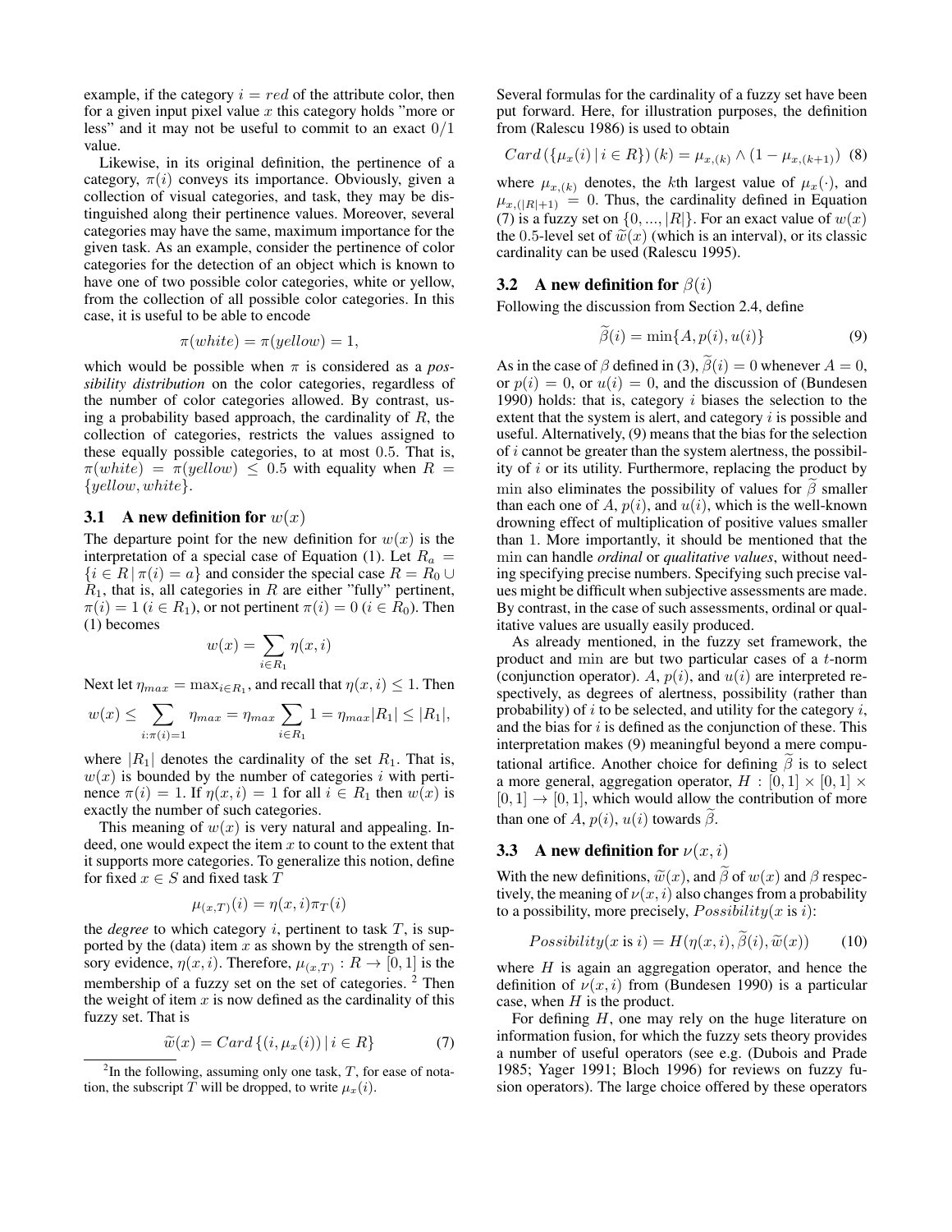example, if the category $i = red$ of the attribute color, then for a given input pixel value $x$ this category holds "more or less" and it may not be useful to commit to an exact $0/1$ value.

Likewise, in its original definition, the pertinence of a category, $\pi(i)$ conveys its importance. Obviously, given a collection of visual categories, and task, they may be distinguished along their pertinence values. Moreover, several categories may have the same, maximum importance for the given task. As an example, consider the pertinence of color categories for the detection of an object which is known to have one of two possible color categories, white or yellow, from the collection of all possible color categories. In this case, it is useful to be able to encode

$$\pi(white) = \pi(yellow) = 1,$$

which would be possible when $\pi$ is considered as a *possibility distribution* on the color categories, regardless of the number of color categories allowed. By contrast, using a probability based approach, the cardinality of $R$, the collection of categories, restricts the values assigned to these equally possible categories, to at most 0.5. That is, $\pi(white) = \pi(yellow) \le 0.5$ with equality when $R = \{yellow, white\}$.

### 3.1 A new definition for $w(x)$

The departure point for the new definition for $w(x)$ is the interpretation of a special case of Equation (1). Let $R_a = \{i \in R \,|\, \pi(i) = a\}$ and consider the special case $R = R_0 \cup R_1$, that is, all categories in $R$ are either "fully" pertinent, $\pi(i) = 1$ ($i \in R_1$), or not pertinent $\pi(i) = 0$ ($i \in R_0$). Then (1) becomes

$$w(x) = \sum_{i \in R_1} \eta(x, i)$$

Next let $\eta_{max} = \max_{i \in R_1}$, and recall that $\eta(x, i) \le 1$. Then

$$w(x) \le \sum_{i:\pi(i)=1} \eta_{max} = \eta_{max} \sum_{i \in R_1} 1 = \eta_{max}|R_1| \le |R_1|,$$

where $|R_1|$ denotes the cardinality of the set $R_1$. That is, $w(x)$ is bounded by the number of categories $i$ with pertinence $\pi(i) = 1$. If $\eta(x, i) = 1$ for all $i \in R_1$ then $w(x)$ is exactly the number of such categories.

This meaning of $w(x)$ is very natural and appealing. Indeed, one would expect the item $x$ to count to the extent that it supports more categories. To generalize this notion, define for fixed $x \in S$ and fixed task $T$

$$\mu_{(x,T)}(i) = \eta(x, i)\pi_T(i)$$

the *degree* to which category $i$, pertinent to task $T$, is supported by the (data) item $x$ as shown by the strength of sensory evidence, $\eta(x, i)$. Therefore, $\mu_{(x,T)} : R \to [0, 1]$ is the membership of a fuzzy set on the set of categories. [2] Then the weight of item $x$ is now defined as the cardinality of this fuzzy set. That is

$$\widetilde{w}(x) = Card\,\{(i, \mu_x(i)) \,|\, i \in R\} \tag{7}$$

[2] In the following, assuming only one task, $T$, for ease of notation, the subscript $T$ will be dropped, to write $\mu_x(i)$.

Several formulas for the cardinality of a fuzzy set have been put forward. Here, for illustration purposes, the definition from (Ralescu 1986) is used to obtain

$$Card\,(\{\mu_x(i) \,|\, i \in R\})\,(k) = \mu_{x,(k)} \wedge (1 - \mu_{x,(k+1)}) \tag{8}$$

where $\mu_{x,(k)}$ denotes, the $k$th largest value of $\mu_x(\cdot)$, and $\mu_{x,(|R|+1)} = 0$. Thus, the cardinality defined in Equation (7) is a fuzzy set on $\{0, ..., |R|\}$. For an exact value of $w(x)$ the 0.5-level set of $\widetilde{w}(x)$ (which is an interval), or its classic cardinality can be used (Ralescu 1995).

### 3.2 A new definition for $\beta(i)$

Following the discussion from Section 2.4, define

$$\widetilde{\beta}(i) = \min\{A, p(i), u(i)\} \tag{9}$$

As in the case of $\beta$ defined in (3), $\widetilde{\beta}(i) = 0$ whenever $A = 0$, or $p(i) = 0$, or $u(i) = 0$, and the discussion of (Bundesen 1990) holds: that is, category $i$ biases the selection to the extent that the system is alert, and category $i$ is possible and useful. Alternatively, (9) means that the bias for the selection of $i$ cannot be greater than the system alertness, the possibility of $i$ or its utility. Furthermore, replacing the product by $\min$ also eliminates the possibility of values for $\widetilde{\beta}$ smaller than each one of $A$, $p(i)$, and $u(i)$, which is the well-known drowning effect of multiplication of positive values smaller than 1. More importantly, it should be mentioned that the $\min$ can handle *ordinal* or *qualitative values*, without needing specifying precise numbers. Specifying such precise values might be difficult when subjective assessments are made. By contrast, in the case of such assessments, ordinal or qualitative values are usually easily produced.

As already mentioned, in the fuzzy set framework, the product and $\min$ are but two particular cases of a $t$-norm (conjunction operator). $A$, $p(i)$, and $u(i)$ are interpreted respectively, as degrees of alertness, possibility (rather than probability) of $i$ to be selected, and utility for the category $i$, and the bias for $i$ is defined as the conjunction of these. This interpretation makes (9) meaningful beyond a mere computational artifice. Another choice for defining $\widetilde{\beta}$ is to select a more general, aggregation operator, $H : [0, 1] \times [0, 1] \times [0, 1] \to [0, 1]$, which would allow the contribution of more than one of $A$, $p(i)$, $u(i)$ towards $\widetilde{\beta}$.

### 3.3 A new definition for $\nu(x, i)$

With the new definitions, $\widetilde{w}(x)$, and $\widetilde{\beta}$ of $w(x)$ and $\beta$ respectively, the meaning of $\nu(x, i)$ also changes from a probability to a possibility, more precisely, $Possibility(x \text{ is } i)$:

$$Possibility(x \text{ is } i) = H(\eta(x, i), \widetilde{\beta}(i), \widetilde{w}(x)) \tag{10}$$

where $H$ is again an aggregation operator, and hence the definition of $\nu(x, i)$ from (Bundesen 1990) is a particular case, when $H$ is the product.

For defining $H$, one may rely on the huge literature on information fusion, for which the fuzzy sets theory provides a number of useful operators (see e.g. (Dubois and Prade 1985; Yager 1991; Bloch 1996) for reviews on fuzzy fusion operators). The large choice offered by these operators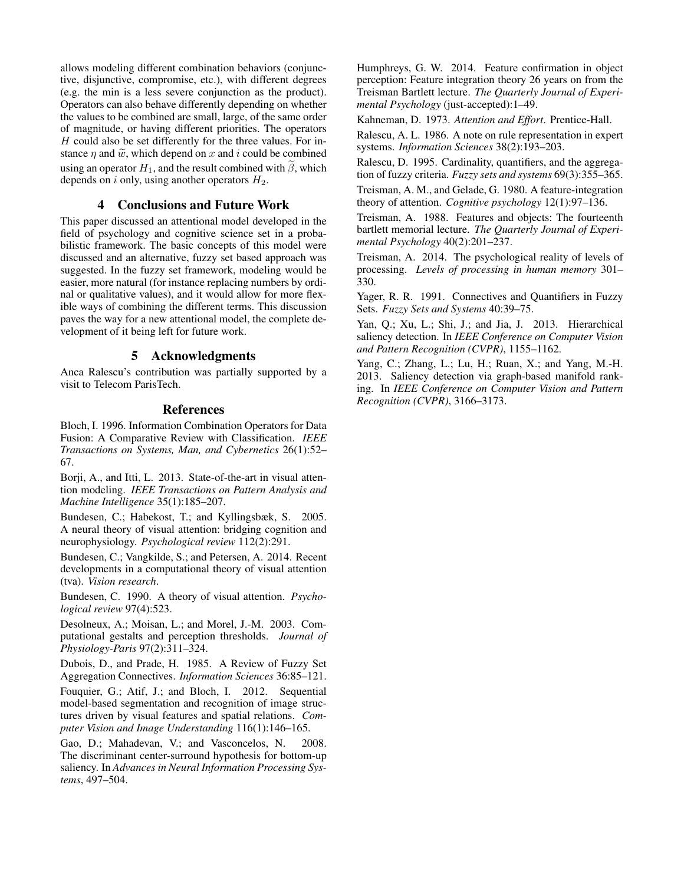allows modeling different combination behaviors (conjunctive, disjunctive, compromise, etc.), with different degrees (e.g. the min is a less severe conjunction as the product). Operators can also behave differently depending on whether the values to be combined are small, large, of the same order of magnitude, or having different priorities. The operators $H$ could also be set differently for the three values. For instance $\eta$ and $\widetilde{w}$, which depend on $x$ and $i$ could be combined using an operator $H_1$, and the result combined with $\widetilde{\beta}$, which depends on $i$ only, using another operators $H_2$.

## 4 Conclusions and Future Work

This paper discussed an attentional model developed in the field of psychology and cognitive science set in a probabilistic framework. The basic concepts of this model were discussed and an alternative, fuzzy set based approach was suggested. In the fuzzy set framework, modeling would be easier, more natural (for instance replacing numbers by ordinal or qualitative values), and it would allow for more flexible ways of combining the different terms. This discussion paves the way for a new attentional model, the complete development of it being left for future work.

## 5 Acknowledgments

Anca Ralescu's contribution was partially supported by a visit to Telecom ParisTech.

## References

Bloch, I. 1996. Information Combination Operators for Data Fusion: A Comparative Review with Classification. *IEEE Transactions on Systems, Man, and Cybernetics* 26(1):52–67.

Borji, A., and Itti, L. 2013. State-of-the-art in visual attention modeling. *IEEE Transactions on Pattern Analysis and Machine Intelligence* 35(1):185–207.

Bundesen, C.; Habekost, T.; and Kyllingsbæk, S. 2005. A neural theory of visual attention: bridging cognition and neurophysiology. *Psychological review* 112(2):291.

Bundesen, C.; Vangkilde, S.; and Petersen, A. 2014. Recent developments in a computational theory of visual attention (tva). *Vision research*.

Bundesen, C. 1990. A theory of visual attention. *Psychological review* 97(4):523.

Desolneux, A.; Moisan, L.; and Morel, J.-M. 2003. Computational gestalts and perception thresholds. *Journal of Physiology-Paris* 97(2):311–324.

Dubois, D., and Prade, H. 1985. A Review of Fuzzy Set Aggregation Connectives. *Information Sciences* 36:85–121.

Fouquier, G.; Atif, J.; and Bloch, I. 2012. Sequential model-based segmentation and recognition of image structures driven by visual features and spatial relations. *Computer Vision and Image Understanding* 116(1):146–165.

Gao, D.; Mahadevan, V.; and Vasconcelos, N. 2008. The discriminant center-surround hypothesis for bottom-up saliency. In *Advances in Neural Information Processing Systems*, 497–504.

Humphreys, G. W. 2014. Feature confirmation in object perception: Feature integration theory 26 years on from the Treisman Bartlett lecture. *The Quarterly Journal of Experimental Psychology* (just-accepted):1–49.

Kahneman, D. 1973. *Attention and Effort*. Prentice-Hall.

Ralescu, A. L. 1986. A note on rule representation in expert systems. *Information Sciences* 38(2):193–203.

Ralescu, D. 1995. Cardinality, quantifiers, and the aggregation of fuzzy criteria. *Fuzzy sets and systems* 69(3):355–365.

Treisman, A. M., and Gelade, G. 1980. A feature-integration theory of attention. *Cognitive psychology* 12(1):97–136.

Treisman, A. 1988. Features and objects: The fourteenth bartlett memorial lecture. *The Quarterly Journal of Experimental Psychology* 40(2):201–237.

Treisman, A. 2014. The psychological reality of levels of processing. *Levels of processing in human memory* 301–330.

Yager, R. R. 1991. Connectives and Quantifiers in Fuzzy Sets. *Fuzzy Sets and Systems* 40:39–75.

Yan, Q.; Xu, L.; Shi, J.; and Jia, J. 2013. Hierarchical saliency detection. In *IEEE Conference on Computer Vision and Pattern Recognition (CVPR)*, 1155–1162.

Yang, C.; Zhang, L.; Lu, H.; Ruan, X.; and Yang, M.-H. 2013. Saliency detection via graph-based manifold ranking. In *IEEE Conference on Computer Vision and Pattern Recognition (CVPR)*, 3166–3173.